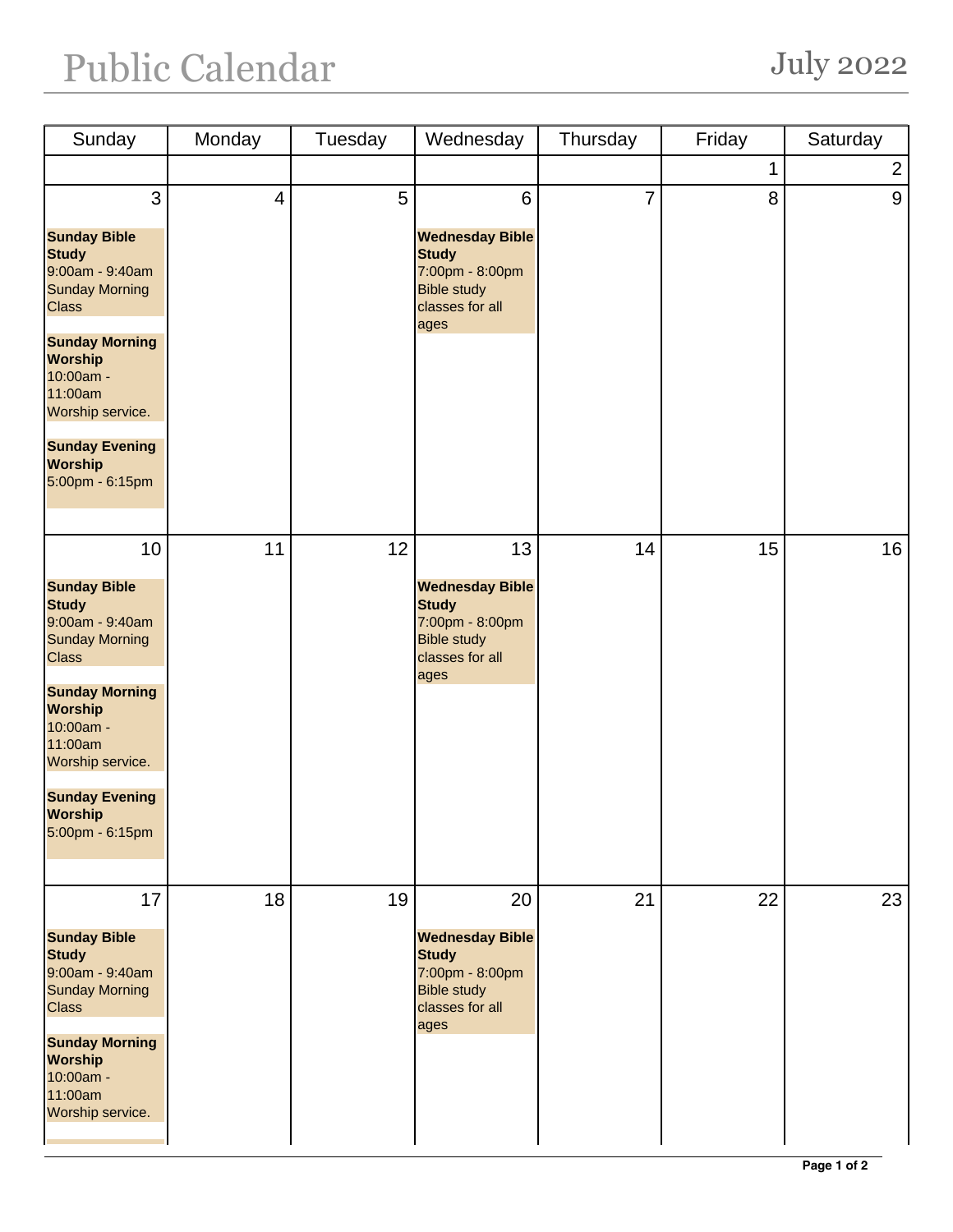# Public Calendar

July 2022

| Sunday | Monday | Tuesday | Wednesday | Thursday | Friday | Saturday |
|---|---|---|---|---|---|---|
| | | | | | 1 | 2 |
| 3<br><br>**Sunday Bible Study**<br>9:00am - 9:40am<br>Sunday Morning Class<br><br>**Sunday Morning Worship**<br>10:00am - 11:00am<br>Worship service.<br><br>**Sunday Evening Worship**<br>5:00pm - 6:15pm | 4 | 5 | 6<br><br>**Wednesday Bible Study**<br>7:00pm - 8:00pm<br>Bible study classes for all ages | 7 | 8 | 9 |
| 10<br><br>**Sunday Bible Study**<br>9:00am - 9:40am<br>Sunday Morning Class<br><br>**Sunday Morning Worship**<br>10:00am - 11:00am<br>Worship service.<br><br>**Sunday Evening Worship**<br>5:00pm - 6:15pm | 11 | 12 | 13<br><br>**Wednesday Bible Study**<br>7:00pm - 8:00pm<br>Bible study classes for all ages | 14 | 15 | 16 |
| 17<br><br>**Sunday Bible Study**<br>9:00am - 9:40am<br>Sunday Morning Class<br><br>**Sunday Morning Worship**<br>10:00am - 11:00am<br>Worship service. | 18 | 19 | 20<br><br>**Wednesday Bible Study**<br>7:00pm - 8:00pm<br>Bible study classes for all ages | 21 | 22 | 23 |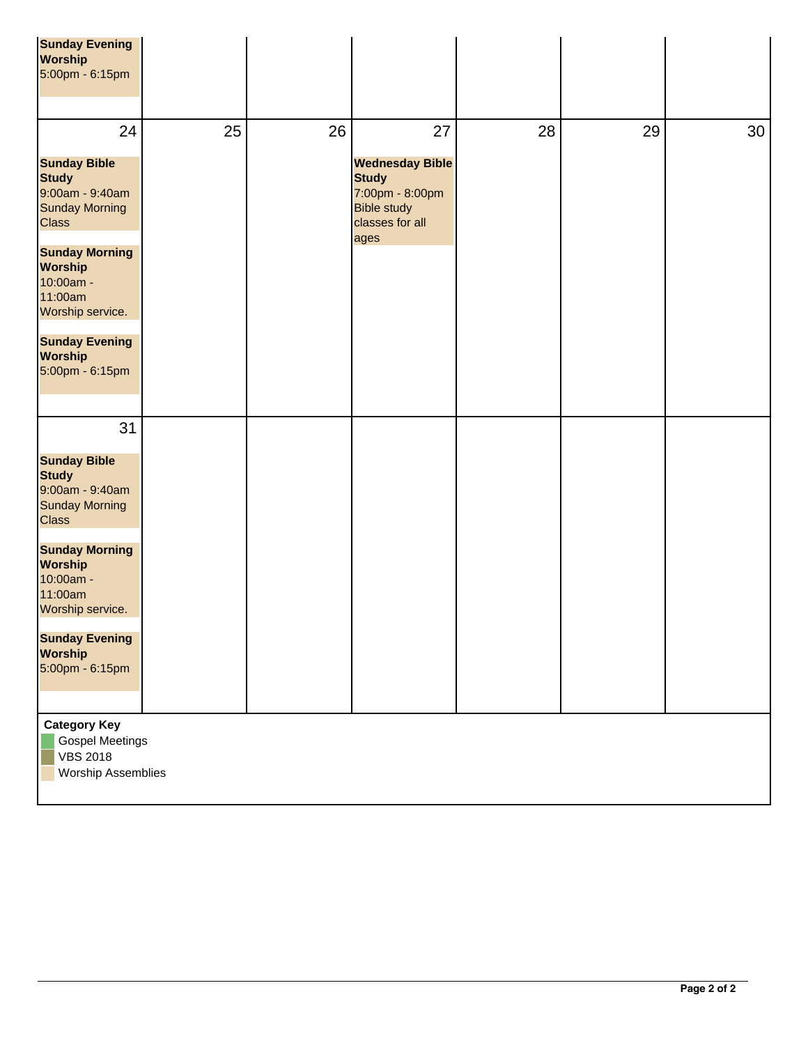| | | | | | | |
|---|---|---|---|---|---|---|
| **Sunday Evening Worship** 5:00pm - 6:15pm | | | | | | |
| 24 **Sunday Bible Study** 9:00am - 9:40am Sunday Morning Class **Sunday Morning Worship** 10:00am - 11:00am Worship service. **Sunday Evening Worship** 5:00pm - 6:15pm | 25 | 26 | 27 **Wednesday Bible Study** 7:00pm - 8:00pm Bible study classes for all ages | 28 | 29 | 30 |
| 31 **Sunday Bible Study** 9:00am - 9:40am Sunday Morning Class **Sunday Morning Worship** 10:00am - 11:00am Worship service. **Sunday Evening Worship** 5:00pm - 6:15pm | | | | | | |

**Category Key**

- Gospel Meetings
- VBS 2018
- Worship Assemblies